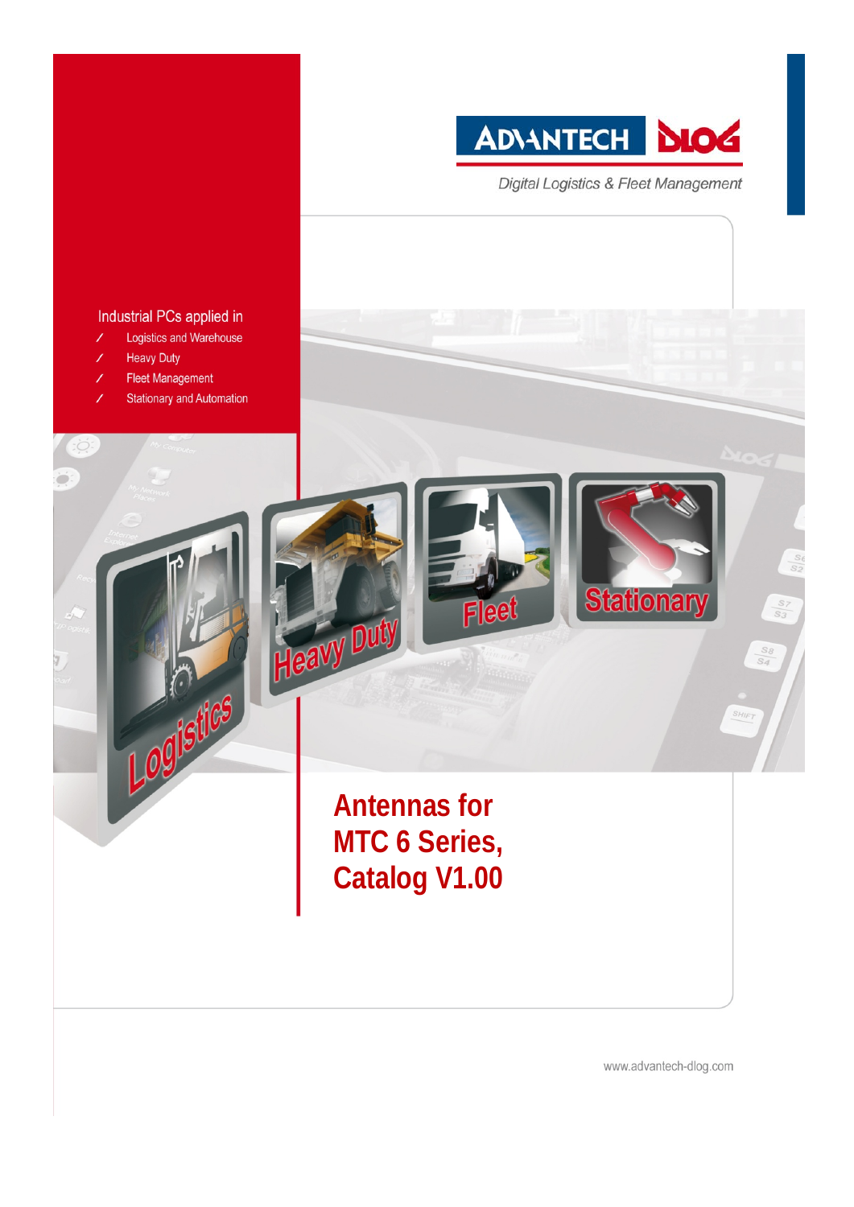ADVANTECH DLOG

*Digital Logistics & Fleet Management*

Industrial PCs applied in

- Logistics and Warehouse
- Heavy Duty
- Fleet Management
- Stationary and Automation

# Antennas for MTC 6 Series, Catalog V1.00

www.advantech-dlog.com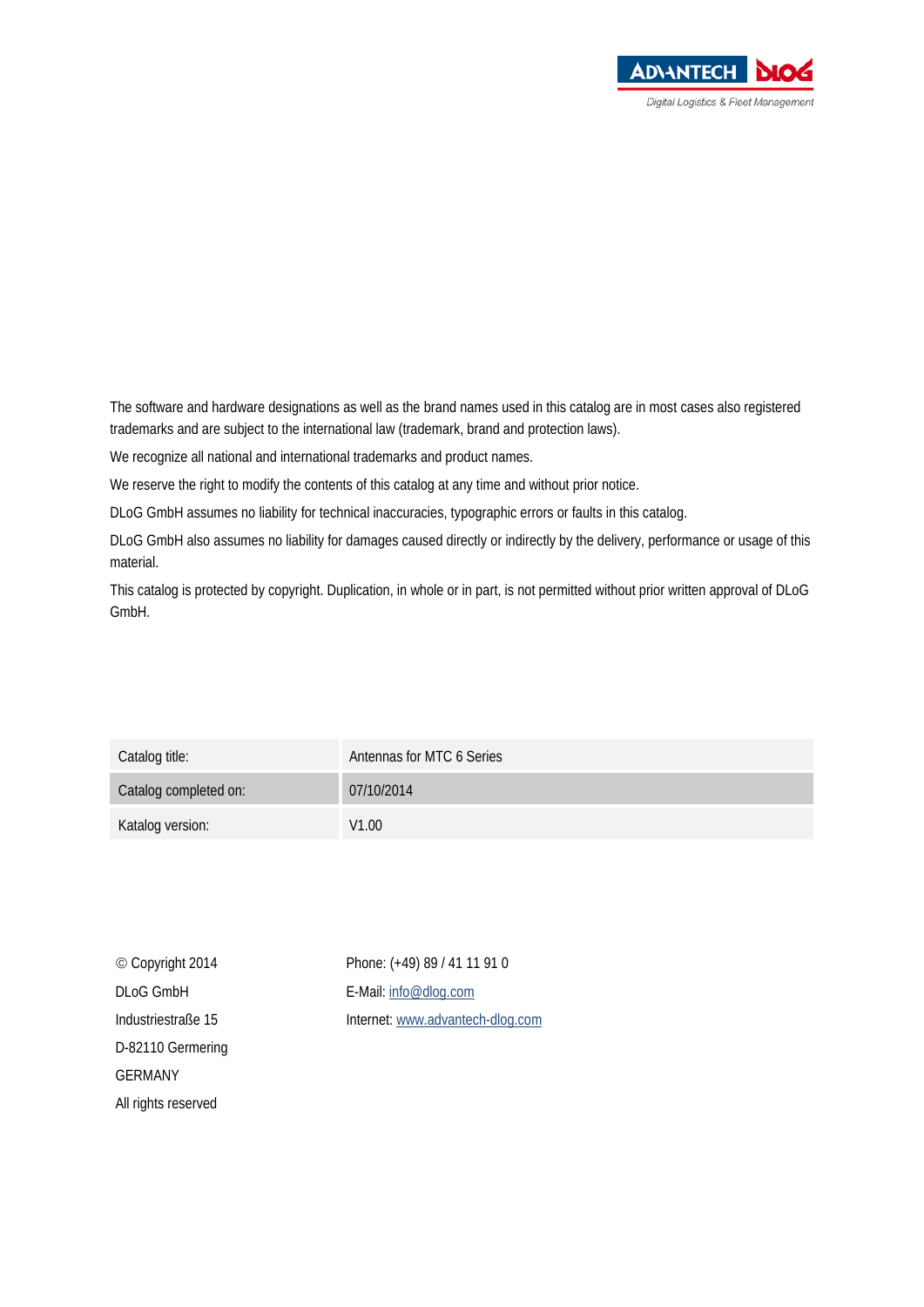The software and hardware designations as well as the brand names used in this catalog are in most cases also registered trademarks and are subject to the international law (trademark, brand and protection laws).

We recognize all national and international trademarks and product names.

We reserve the right to modify the contents of this catalog at any time and without prior notice.

DLoG GmbH assumes no liability for technical inaccuracies, typographic errors or faults in this catalog.

DLoG GmbH also assumes no liability for damages caused directly or indirectly by the delivery, performance or usage of this material.

This catalog is protected by copyright. Duplication, in whole or in part, is not permitted without prior written approval of DLoG GmbH.

| | |
|---|---|
| Catalog title: | Antennas for MTC 6 Series |
| Catalog completed on: | 07/10/2014 |
| Katalog version: | V1.00 |

© Copyright 2014
DLoG GmbH
Industriestraße 15
D-82110 Germering
GERMANY
All rights reserved

Phone: (+49) 89 / 41 11 91 0
E-Mail: info@dlog.com
Internet: www.advantech-dlog.com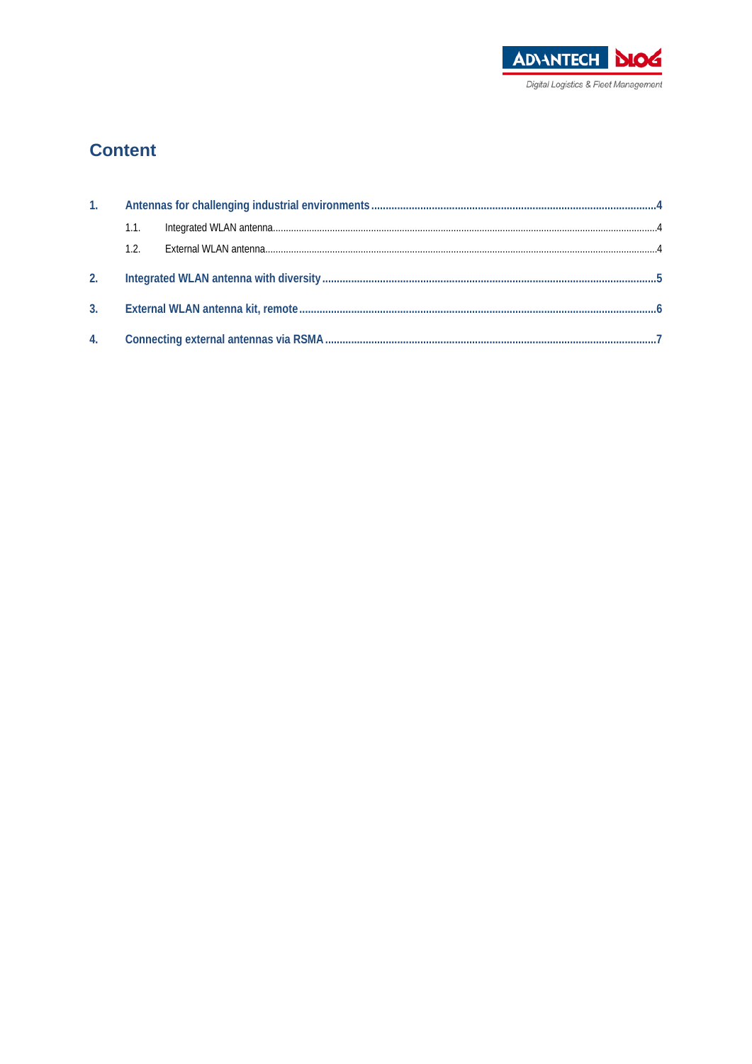# Content

1. Antennas for challenging industrial environments ....................................... 4
   - 1.1. Integrated WLAN antenna ....................................... 4
   - 1.2. External WLAN antenna ....................................... 4
2. Integrated WLAN antenna with diversity ....................................... 5
3. External WLAN antenna kit, remote ....................................... 6
4. Connecting external antennas via RSMA ....................................... 7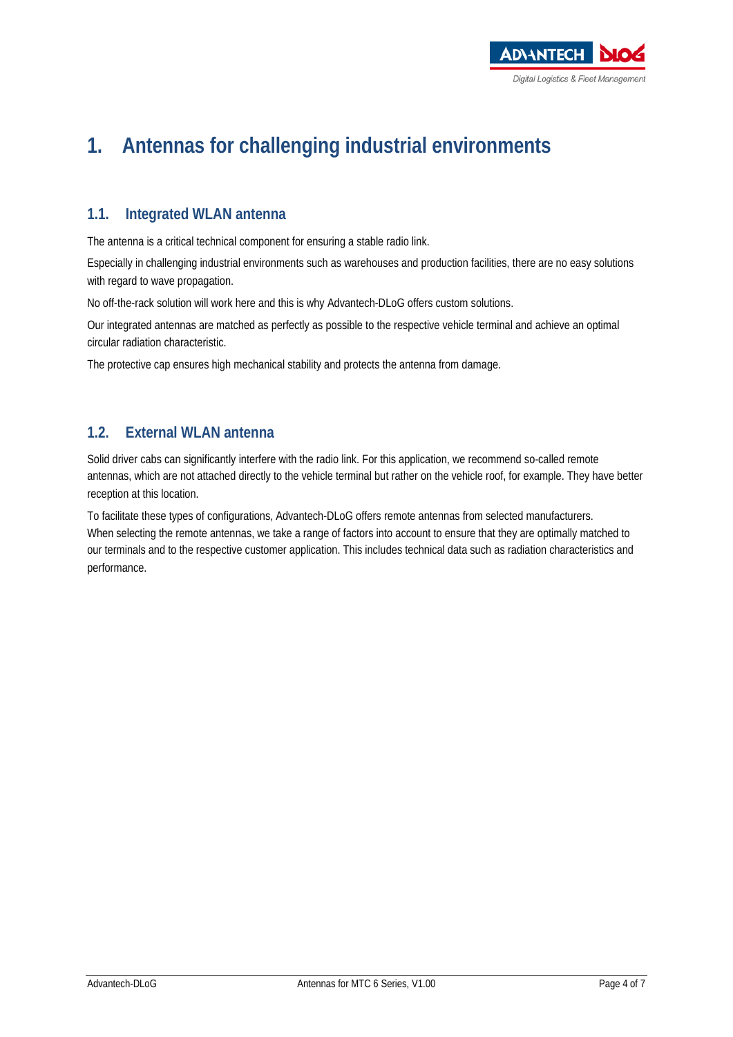# 1. Antennas for challenging industrial environments

## 1.1. Integrated WLAN antenna

The antenna is a critical technical component for ensuring a stable radio link.

Especially in challenging industrial environments such as warehouses and production facilities, there are no easy solutions with regard to wave propagation.

No off-the-rack solution will work here and this is why Advantech-DLoG offers custom solutions.

Our integrated antennas are matched as perfectly as possible to the respective vehicle terminal and achieve an optimal circular radiation characteristic.

The protective cap ensures high mechanical stability and protects the antenna from damage.

## 1.2. External WLAN antenna

Solid driver cabs can significantly interfere with the radio link. For this application, we recommend so-called remote antennas, which are not attached directly to the vehicle terminal but rather on the vehicle roof, for example. They have better reception at this location.

To facilitate these types of configurations, Advantech-DLoG offers remote antennas from selected manufacturers. When selecting the remote antennas, we take a range of factors into account to ensure that they are optimally matched to our terminals and to the respective customer application. This includes technical data such as radiation characteristics and performance.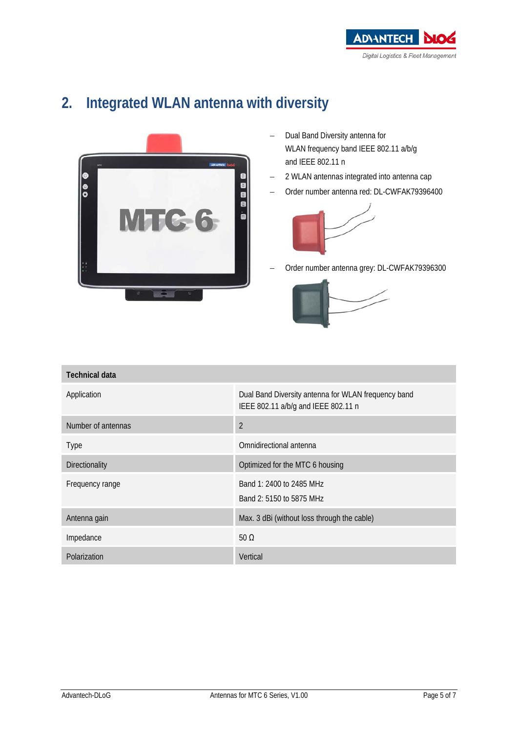# 2. Integrated WLAN antenna with diversity

- Dual Band Diversity antenna for WLAN frequency band IEEE 802.11 a/b/g and IEEE 802.11 n
- 2 WLAN antennas integrated into antenna cap
- Order number antenna red: DL-CWFAK79396400
- Order number antenna grey: DL-CWFAK79396300

| Technical data | |
|---|---|
| Application | Dual Band Diversity antenna for WLAN frequency band IEEE 802.11 a/b/g and IEEE 802.11 n |
| Number of antennas | 2 |
| Type | Omnidirectional antenna |
| Directionality | Optimized for the MTC 6 housing |
| Frequency range | Band 1: 2400 to 2485 MHz<br>Band 2: 5150 to 5875 MHz |
| Antenna gain | Max. 3 dBi (without loss through the cable) |
| Impedance | 50 Ω |
| Polarization | Vertical |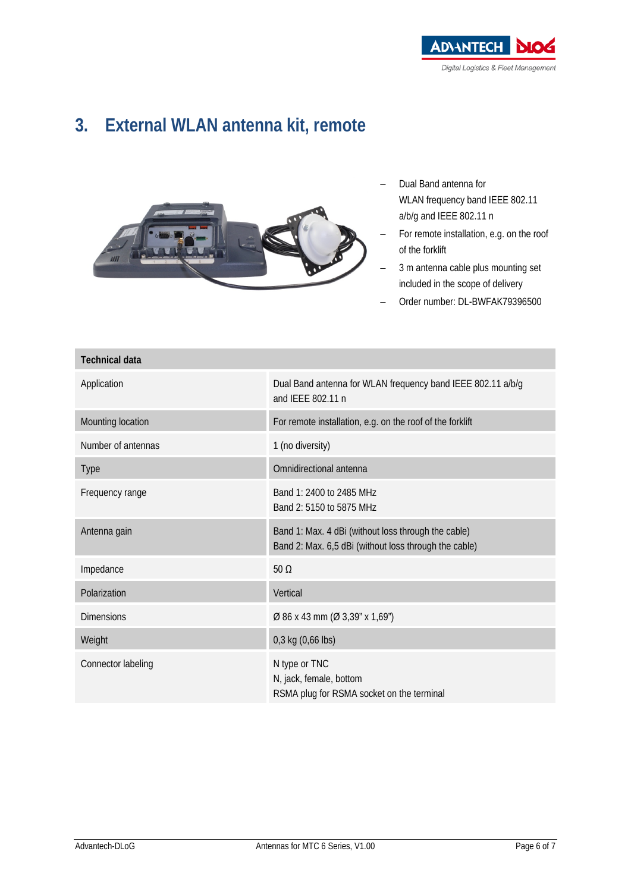# 3. External WLAN antenna kit, remote

- Dual Band antenna for WLAN frequency band IEEE 802.11 a/b/g and IEEE 802.11 n
- For remote installation, e.g. on the roof of the forklift
- 3 m antenna cable plus mounting set included in the scope of delivery
- Order number: DL-BWFAK79396500

| Technical data | |
|---|---|
| Application | Dual Band antenna for WLAN frequency band IEEE 802.11 a/b/g and IEEE 802.11 n |
| Mounting location | For remote installation, e.g. on the roof of the forklift |
| Number of antennas | 1 (no diversity) |
| Type | Omnidirectional antenna |
| Frequency range | Band 1: 2400 to 2485 MHz<br>Band 2: 5150 to 5875 MHz |
| Antenna gain | Band 1: Max. 4 dBi (without loss through the cable)<br>Band 2: Max. 6,5 dBi (without loss through the cable) |
| Impedance | 50 Ω |
| Polarization | Vertical |
| Dimensions | Ø 86 x 43 mm (Ø 3,39" x 1,69") |
| Weight | 0,3 kg (0,66 lbs) |
| Connector labeling | N type or TNC<br>N, jack, female, bottom<br>RSMA plug for RSMA socket on the terminal |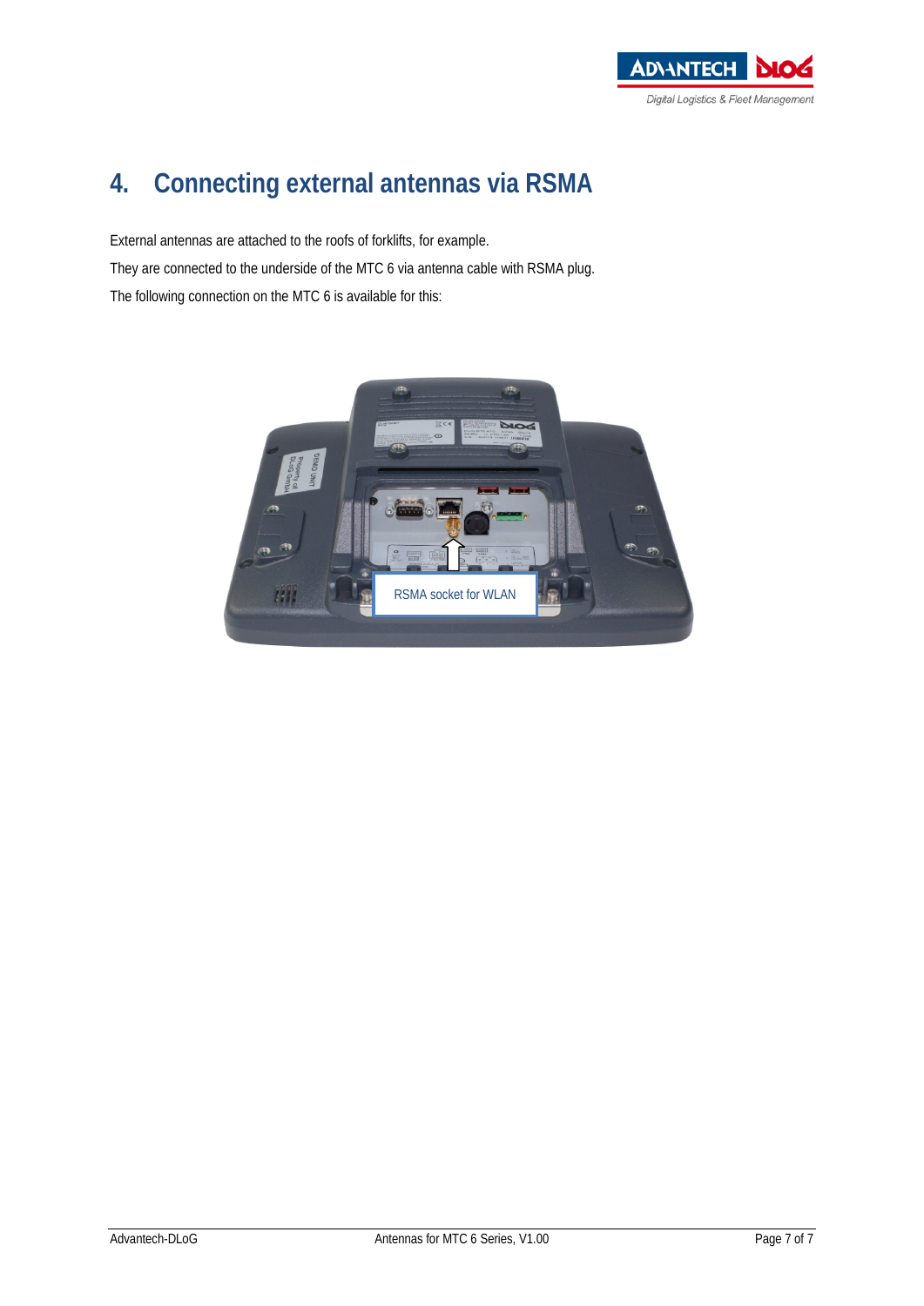# 4. Connecting external antennas via RSMA

External antennas are attached to the roofs of forklifts, for example.

They are connected to the underside of the MTC 6 via antenna cable with RSMA plug.

The following connection on the MTC 6 is available for this:

RSMA socket for WLAN